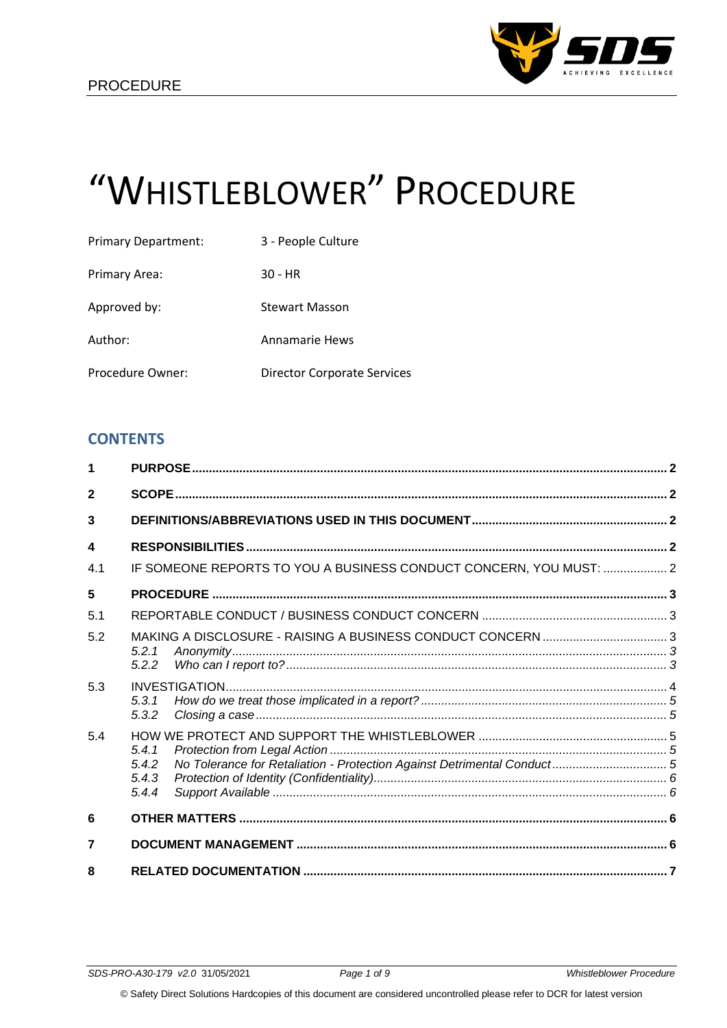PROCEDURE

# "WHISTLEBLOWER" PROCEDURE

| | |
|---|---|
| Primary Department: | 3 - People Culture |
| Primary Area: | 30 - HR |
| Approved by: | Stewart Masson |
| Author: | Annamarie Hews |
| Procedure Owner: | Director Corporate Services |

## CONTENTS

| | | |
|---|---|---|
| **1** | **PURPOSE** | **2** |
| **2** | **SCOPE** | **2** |
| **3** | **DEFINITIONS/ABBREVIATIONS USED IN THIS DOCUMENT** | **2** |
| **4** | **RESPONSIBILITIES** | **2** |
| 4.1 | IF SOMEONE REPORTS TO YOU A BUSINESS CONDUCT CONCERN, YOU MUST: | 2 |
| **5** | **PROCEDURE** | **3** |
| 5.1 | REPORTABLE CONDUCT / BUSINESS CONDUCT CONCERN | 3 |
| 5.2 | MAKING A DISCLOSURE - RAISING A BUSINESS CONDUCT CONCERN | 3 |
| | *5.2.1 Anonymity* | *3* |
| | *5.2.2 Who can I report to?* | *3* |
| 5.3 | INVESTIGATION | 4 |
| | *5.3.1 How do we treat those implicated in a report?* | *5* |
| | *5.3.2 Closing a case* | *5* |
| 5.4 | HOW WE PROTECT AND SUPPORT THE WHISTLEBLOWER | 5 |
| | *5.4.1 Protection from Legal Action* | *5* |
| | *5.4.2 No Tolerance for Retaliation - Protection Against Detrimental Conduct* | *5* |
| | *5.4.3 Protection of Identity (Confidentiality)* | *6* |
| | *5.4.4 Support Available* | *6* |
| **6** | **OTHER MATTERS** | **6** |
| **7** | **DOCUMENT MANAGEMENT** | **6** |
| **8** | **RELATED DOCUMENTATION** | **7** |

SDS-PRO-A30-179 v2.0 31/05/2021

© Safety Direct Solutions Hardcopies of this document are considered uncontrolled please refer to DCR for latest version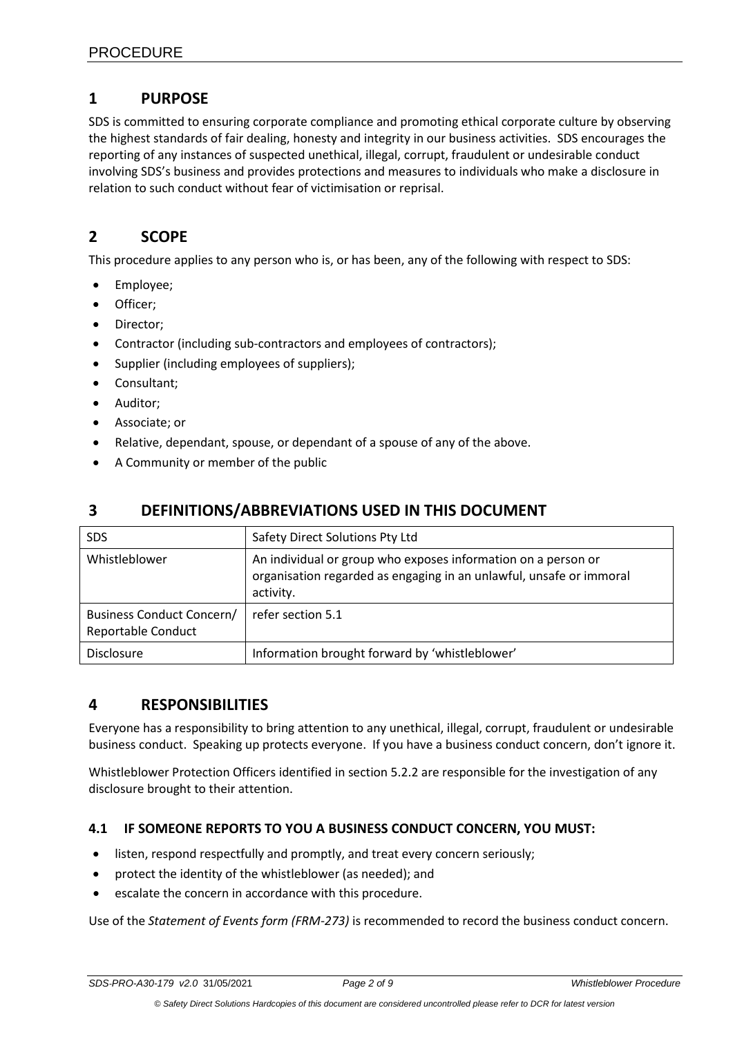## 1 PURPOSE

SDS is committed to ensuring corporate compliance and promoting ethical corporate culture by observing the highest standards of fair dealing, honesty and integrity in our business activities. SDS encourages the reporting of any instances of suspected unethical, illegal, corrupt, fraudulent or undesirable conduct involving SDS's business and provides protections and measures to individuals who make a disclosure in relation to such conduct without fear of victimisation or reprisal.

## 2 SCOPE

This procedure applies to any person who is, or has been, any of the following with respect to SDS:

- Employee;
- Officer;
- Director;
- Contractor (including sub-contractors and employees of contractors);
- Supplier (including employees of suppliers);
- Consultant;
- Auditor;
- Associate; or
- Relative, dependant, spouse, or dependant of a spouse of any of the above.
- A Community or member of the public

## 3 DEFINITIONS/ABBREVIATIONS USED IN THIS DOCUMENT

| | |
|---|---|
| SDS | Safety Direct Solutions Pty Ltd |
| Whistleblower | An individual or group who exposes information on a person or organisation regarded as engaging in an unlawful, unsafe or immoral activity. |
| Business Conduct Concern/ Reportable Conduct | refer section 5.1 |
| Disclosure | Information brought forward by 'whistleblower' |

## 4 RESPONSIBILITIES

Everyone has a responsibility to bring attention to any unethical, illegal, corrupt, fraudulent or undesirable business conduct. Speaking up protects everyone. If you have a business conduct concern, don't ignore it.

Whistleblower Protection Officers identified in section 5.2.2 are responsible for the investigation of any disclosure brought to their attention.

### 4.1 IF SOMEONE REPORTS TO YOU A BUSINESS CONDUCT CONCERN, YOU MUST:

- listen, respond respectfully and promptly, and treat every concern seriously;
- protect the identity of the whistleblower (as needed); and
- escalate the concern in accordance with this procedure.

Use of the *Statement of Events form (FRM-273)* is recommended to record the business conduct concern.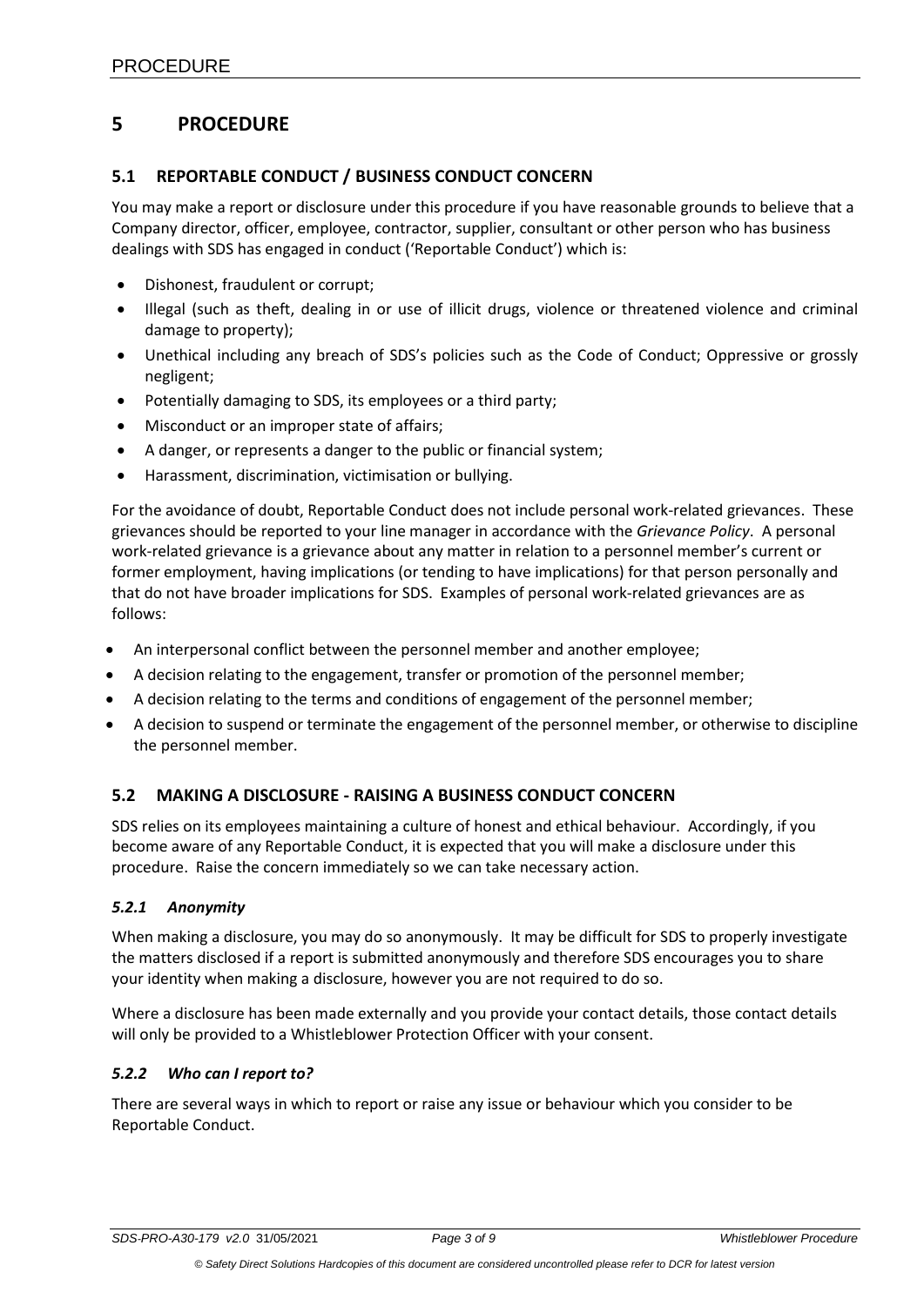# 5 PROCEDURE

## 5.1 REPORTABLE CONDUCT / BUSINESS CONDUCT CONCERN

You may make a report or disclosure under this procedure if you have reasonable grounds to believe that a Company director, officer, employee, contractor, supplier, consultant or other person who has business dealings with SDS has engaged in conduct ('Reportable Conduct') which is:

- Dishonest, fraudulent or corrupt;
- Illegal (such as theft, dealing in or use of illicit drugs, violence or threatened violence and criminal damage to property);
- Unethical including any breach of SDS's policies such as the Code of Conduct; Oppressive or grossly negligent;
- Potentially damaging to SDS, its employees or a third party;
- Misconduct or an improper state of affairs;
- A danger, or represents a danger to the public or financial system;
- Harassment, discrimination, victimisation or bullying.

For the avoidance of doubt, Reportable Conduct does not include personal work-related grievances. These grievances should be reported to your line manager in accordance with the *Grievance Policy*. A personal work-related grievance is a grievance about any matter in relation to a personnel member's current or former employment, having implications (or tending to have implications) for that person personally and that do not have broader implications for SDS. Examples of personal work-related grievances are as follows:

- An interpersonal conflict between the personnel member and another employee;
- A decision relating to the engagement, transfer or promotion of the personnel member;
- A decision relating to the terms and conditions of engagement of the personnel member;
- A decision to suspend or terminate the engagement of the personnel member, or otherwise to discipline the personnel member.

## 5.2 MAKING A DISCLOSURE - RAISING A BUSINESS CONDUCT CONCERN

SDS relies on its employees maintaining a culture of honest and ethical behaviour. Accordingly, if you become aware of any Reportable Conduct, it is expected that you will make a disclosure under this procedure. Raise the concern immediately so we can take necessary action.

### *5.2.1 Anonymity*

When making a disclosure, you may do so anonymously. It may be difficult for SDS to properly investigate the matters disclosed if a report is submitted anonymously and therefore SDS encourages you to share your identity when making a disclosure, however you are not required to do so.

Where a disclosure has been made externally and you provide your contact details, those contact details will only be provided to a Whistleblower Protection Officer with your consent.

### *5.2.2 Who can I report to?*

There are several ways in which to report or raise any issue or behaviour which you consider to be Reportable Conduct.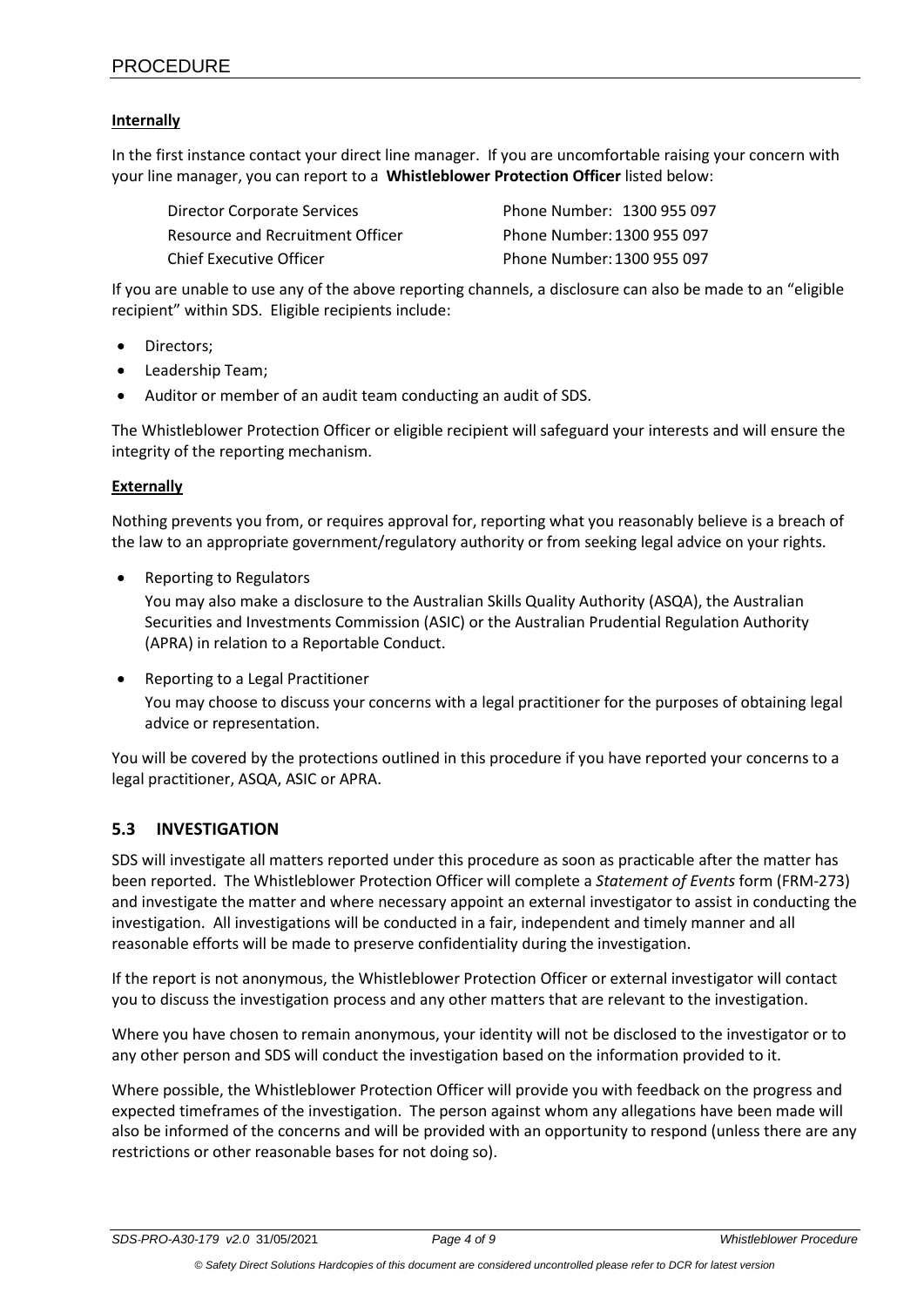**Internally**

In the first instance contact your direct line manager. If you are uncomfortable raising your concern with your line manager, you can report to a **Whistleblower Protection Officer** listed below:

| | |
|---|---|
| Director Corporate Services | Phone Number: 1300 955 097 |
| Resource and Recruitment Officer | Phone Number: 1300 955 097 |
| Chief Executive Officer | Phone Number: 1300 955 097 |

If you are unable to use any of the above reporting channels, a disclosure can also be made to an "eligible recipient" within SDS. Eligible recipients include:

- Directors;
- Leadership Team;
- Auditor or member of an audit team conducting an audit of SDS.

The Whistleblower Protection Officer or eligible recipient will safeguard your interests and will ensure the integrity of the reporting mechanism.

**Externally**

Nothing prevents you from, or requires approval for, reporting what you reasonably believe is a breach of the law to an appropriate government/regulatory authority or from seeking legal advice on your rights.

- Reporting to Regulators

  You may also make a disclosure to the Australian Skills Quality Authority (ASQA), the Australian Securities and Investments Commission (ASIC) or the Australian Prudential Regulation Authority (APRA) in relation to a Reportable Conduct.

- Reporting to a Legal Practitioner

  You may choose to discuss your concerns with a legal practitioner for the purposes of obtaining legal advice or representation.

You will be covered by the protections outlined in this procedure if you have reported your concerns to a legal practitioner, ASQA, ASIC or APRA.

## 5.3 INVESTIGATION

SDS will investigate all matters reported under this procedure as soon as practicable after the matter has been reported. The Whistleblower Protection Officer will complete a *Statement of Events* form (FRM-273) and investigate the matter and where necessary appoint an external investigator to assist in conducting the investigation. All investigations will be conducted in a fair, independent and timely manner and all reasonable efforts will be made to preserve confidentiality during the investigation.

If the report is not anonymous, the Whistleblower Protection Officer or external investigator will contact you to discuss the investigation process and any other matters that are relevant to the investigation.

Where you have chosen to remain anonymous, your identity will not be disclosed to the investigator or to any other person and SDS will conduct the investigation based on the information provided to it.

Where possible, the Whistleblower Protection Officer will provide you with feedback on the progress and expected timeframes of the investigation. The person against whom any allegations have been made will also be informed of the concerns and will be provided with an opportunity to respond (unless there are any restrictions or other reasonable bases for not doing so).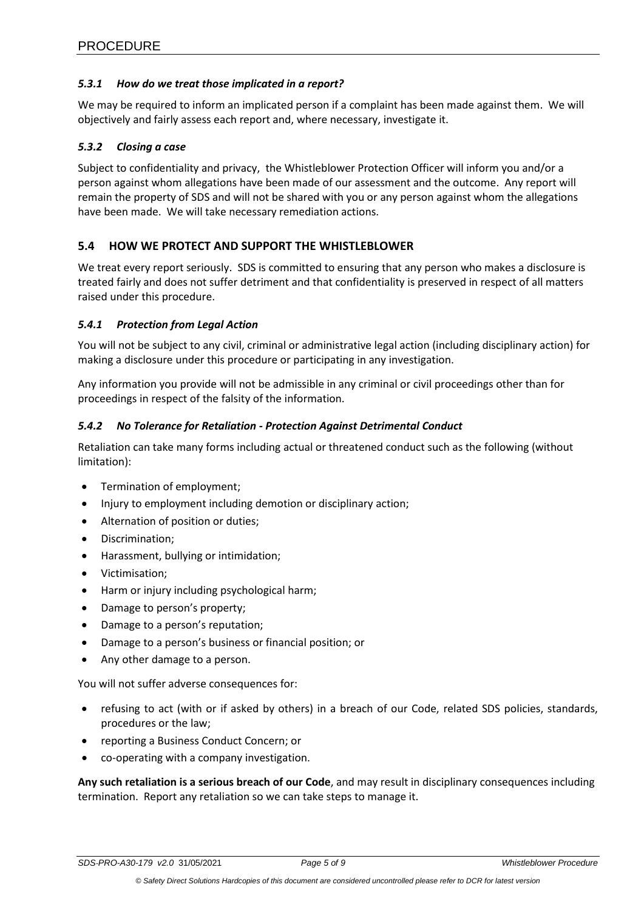#### *5.3.1 How do we treat those implicated in a report?*

We may be required to inform an implicated person if a complaint has been made against them. We will objectively and fairly assess each report and, where necessary, investigate it.

#### *5.3.2 Closing a case*

Subject to confidentiality and privacy, the Whistleblower Protection Officer will inform you and/or a person against whom allegations have been made of our assessment and the outcome. Any report will remain the property of SDS and will not be shared with you or any person against whom the allegations have been made. We will take necessary remediation actions.

### 5.4 HOW WE PROTECT AND SUPPORT THE WHISTLEBLOWER

We treat every report seriously. SDS is committed to ensuring that any person who makes a disclosure is treated fairly and does not suffer detriment and that confidentiality is preserved in respect of all matters raised under this procedure.

#### *5.4.1 Protection from Legal Action*

You will not be subject to any civil, criminal or administrative legal action (including disciplinary action) for making a disclosure under this procedure or participating in any investigation.

Any information you provide will not be admissible in any criminal or civil proceedings other than for proceedings in respect of the falsity of the information.

#### *5.4.2 No Tolerance for Retaliation - Protection Against Detrimental Conduct*

Retaliation can take many forms including actual or threatened conduct such as the following (without limitation):

- Termination of employment;
- Injury to employment including demotion or disciplinary action;
- Alternation of position or duties;
- Discrimination;
- Harassment, bullying or intimidation;
- Victimisation;
- Harm or injury including psychological harm;
- Damage to person's property;
- Damage to a person's reputation;
- Damage to a person's business or financial position; or
- Any other damage to a person.

You will not suffer adverse consequences for:

- refusing to act (with or if asked by others) in a breach of our Code, related SDS policies, standards, procedures or the law;
- reporting a Business Conduct Concern; or
- co-operating with a company investigation.

**Any such retaliation is a serious breach of our Code**, and may result in disciplinary consequences including termination. Report any retaliation so we can take steps to manage it.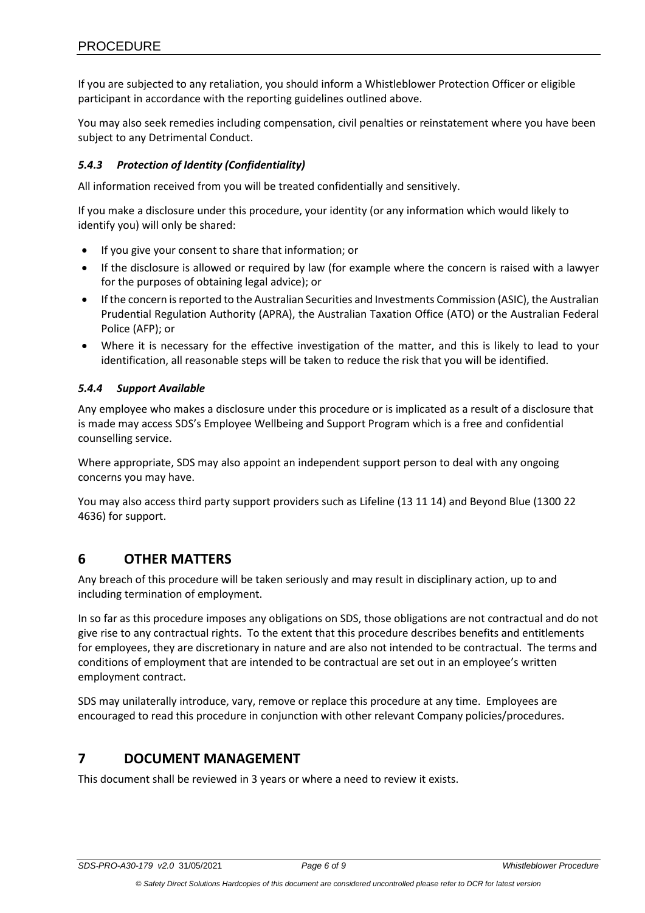If you are subjected to any retaliation, you should inform a Whistleblower Protection Officer or eligible participant in accordance with the reporting guidelines outlined above.

You may also seek remedies including compensation, civil penalties or reinstatement where you have been subject to any Detrimental Conduct.

#### *5.4.3 Protection of Identity (Confidentiality)*

All information received from you will be treated confidentially and sensitively.

If you make a disclosure under this procedure, your identity (or any information which would likely to identify you) will only be shared:

- If you give your consent to share that information; or
- If the disclosure is allowed or required by law (for example where the concern is raised with a lawyer for the purposes of obtaining legal advice); or
- If the concern is reported to the Australian Securities and Investments Commission (ASIC), the Australian Prudential Regulation Authority (APRA), the Australian Taxation Office (ATO) or the Australian Federal Police (AFP); or
- Where it is necessary for the effective investigation of the matter, and this is likely to lead to your identification, all reasonable steps will be taken to reduce the risk that you will be identified.

#### *5.4.4 Support Available*

Any employee who makes a disclosure under this procedure or is implicated as a result of a disclosure that is made may access SDS's Employee Wellbeing and Support Program which is a free and confidential counselling service.

Where appropriate, SDS may also appoint an independent support person to deal with any ongoing concerns you may have.

You may also access third party support providers such as Lifeline (13 11 14) and Beyond Blue (1300 22 4636) for support.

## 6 OTHER MATTERS

Any breach of this procedure will be taken seriously and may result in disciplinary action, up to and including termination of employment.

In so far as this procedure imposes any obligations on SDS, those obligations are not contractual and do not give rise to any contractual rights. To the extent that this procedure describes benefits and entitlements for employees, they are discretionary in nature and are also not intended to be contractual. The terms and conditions of employment that are intended to be contractual are set out in an employee's written employment contract.

SDS may unilaterally introduce, vary, remove or replace this procedure at any time. Employees are encouraged to read this procedure in conjunction with other relevant Company policies/procedures.

## 7 DOCUMENT MANAGEMENT

This document shall be reviewed in 3 years or where a need to review it exists.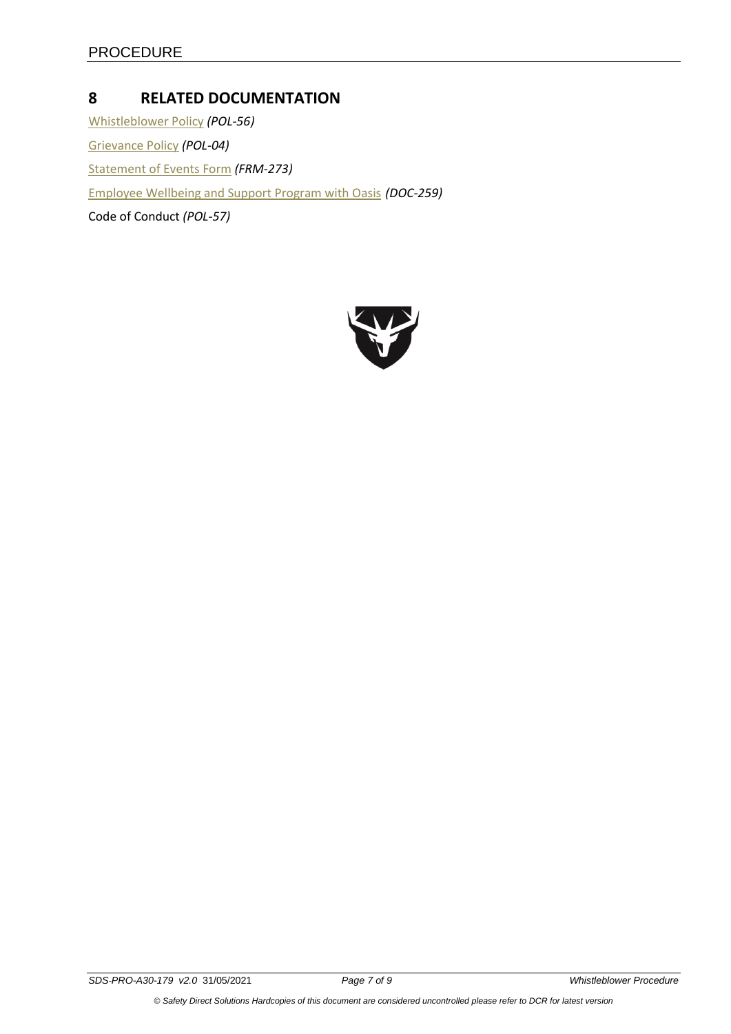## 8 RELATED DOCUMENTATION

Whistleblower Policy *(POL-56)*

Grievance Policy *(POL-04)*

Statement of Events Form *(FRM-273)*

Employee Wellbeing and Support Program with Oasis *(DOC-259)*

Code of Conduct *(POL-57)*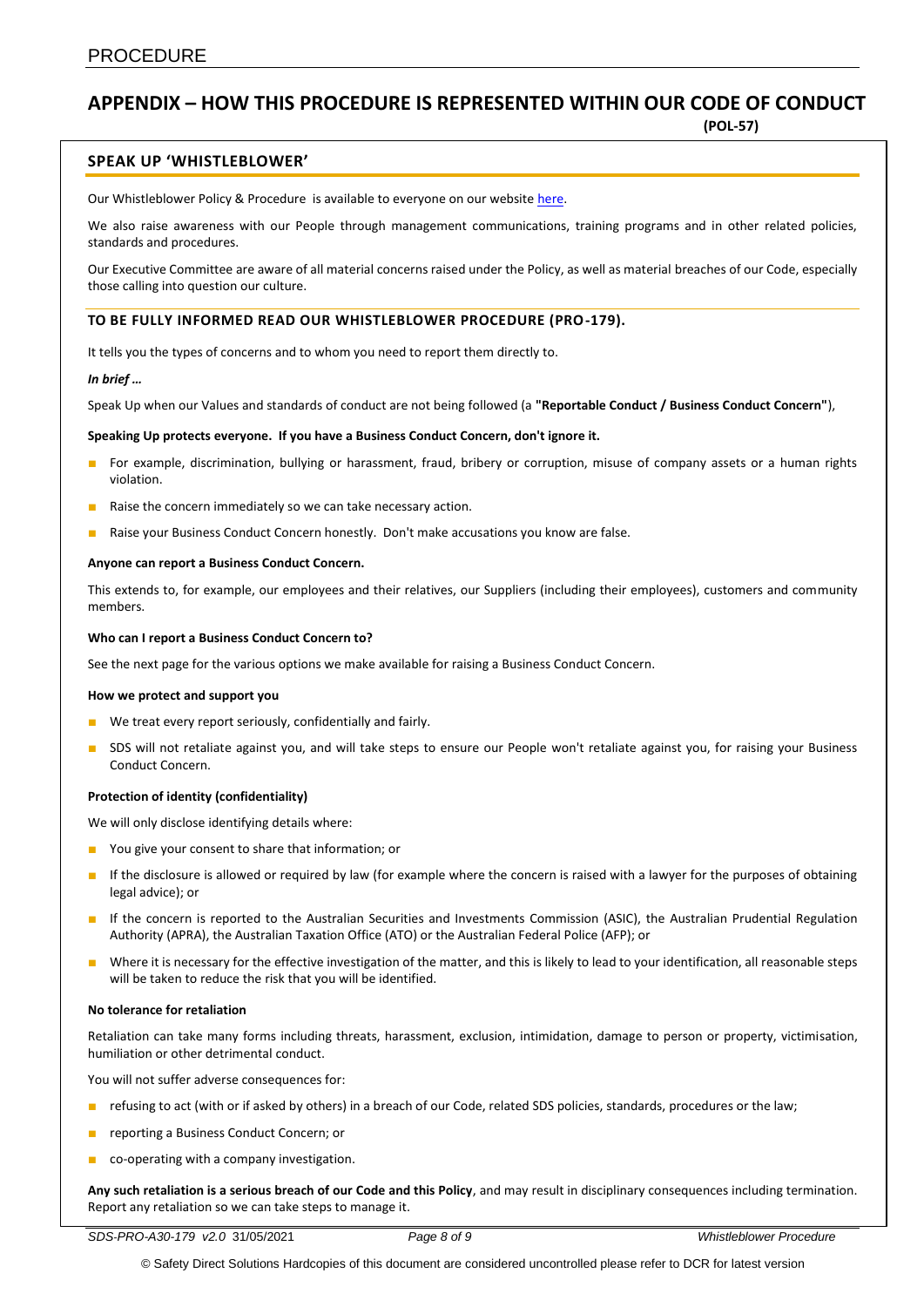# APPENDIX – HOW THIS PROCEDURE IS REPRESENTED WITHIN OUR CODE OF CONDUCT (POL-57)

## SPEAK UP 'WHISTLEBLOWER'

Our Whistleblower Policy & Procedure is available to everyone on our website here.

We also raise awareness with our People through management communications, training programs and in other related policies, standards and procedures.

Our Executive Committee are aware of all material concerns raised under the Policy, as well as material breaches of our Code, especially those calling into question our culture.

### TO BE FULLY INFORMED READ OUR WHISTLEBLOWER PROCEDURE (PRO-179).

It tells you the types of concerns and to whom you need to report them directly to.

***In brief …***

Speak Up when our Values and standards of conduct are not being followed (a **"Reportable Conduct / Business Conduct Concern"**),

**Speaking Up protects everyone. If you have a Business Conduct Concern, don't ignore it.**

- For example, discrimination, bullying or harassment, fraud, bribery or corruption, misuse of company assets or a human rights violation.
- Raise the concern immediately so we can take necessary action.
- Raise your Business Conduct Concern honestly. Don't make accusations you know are false.

**Anyone can report a Business Conduct Concern.**

This extends to, for example, our employees and their relatives, our Suppliers (including their employees), customers and community members.

**Who can I report a Business Conduct Concern to?**

See the next page for the various options we make available for raising a Business Conduct Concern.

**How we protect and support you**

- We treat every report seriously, confidentially and fairly.
- SDS will not retaliate against you, and will take steps to ensure our People won't retaliate against you, for raising your Business Conduct Concern.

**Protection of identity (confidentiality)**

We will only disclose identifying details where:

- You give your consent to share that information; or
- If the disclosure is allowed or required by law (for example where the concern is raised with a lawyer for the purposes of obtaining legal advice); or
- If the concern is reported to the Australian Securities and Investments Commission (ASIC), the Australian Prudential Regulation Authority (APRA), the Australian Taxation Office (ATO) or the Australian Federal Police (AFP); or
- Where it is necessary for the effective investigation of the matter, and this is likely to lead to your identification, all reasonable steps will be taken to reduce the risk that you will be identified.

**No tolerance for retaliation**

Retaliation can take many forms including threats, harassment, exclusion, intimidation, damage to person or property, victimisation, humiliation or other detrimental conduct.

You will not suffer adverse consequences for:

- refusing to act (with or if asked by others) in a breach of our Code, related SDS policies, standards, procedures or the law;
- reporting a Business Conduct Concern; or
- co-operating with a company investigation.

**Any such retaliation is a serious breach of our Code and this Policy**, and may result in disciplinary consequences including termination. Report any retaliation so we can take steps to manage it.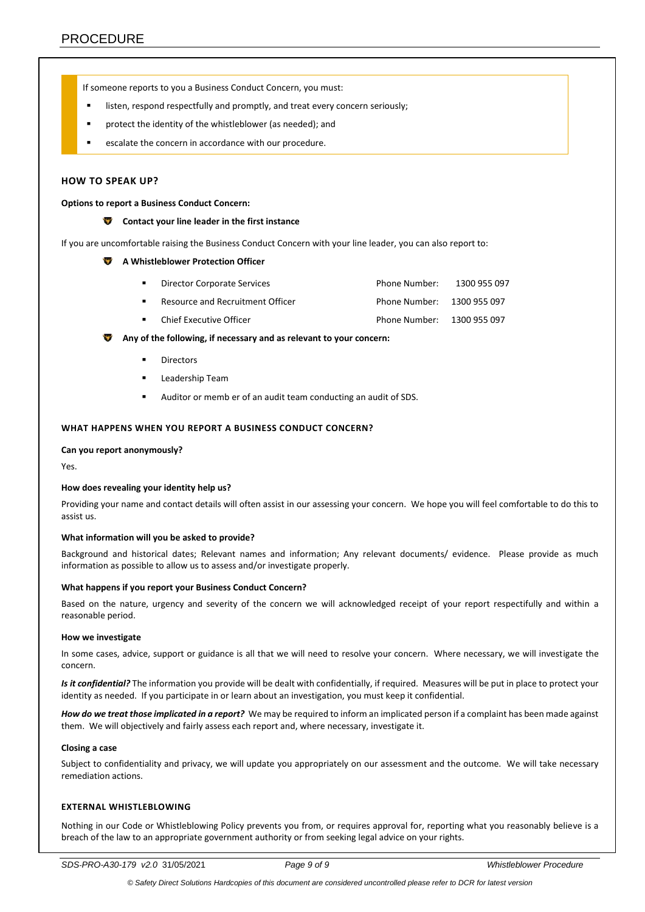If someone reports to you a Business Conduct Concern, you must:

- listen, respond respectfully and promptly, and treat every concern seriously;
- protect the identity of the whistleblower (as needed); and
- escalate the concern in accordance with our procedure.

## HOW TO SPEAK UP?

**Options to report a Business Conduct Concern:**

- **Contact your line leader in the first instance**

If you are uncomfortable raising the Business Conduct Concern with your line leader, you can also report to:

- **A Whistleblower Protection Officer**
  - Director Corporate Services — Phone Number: 1300 955 097
  - Resource and Recruitment Officer — Phone Number: 1300 955 097
  - Chief Executive Officer — Phone Number: 1300 955 097
- **Any of the following, if necessary and as relevant to your concern:**
  - Directors
  - Leadership Team
  - Auditor or memb er of an audit team conducting an audit of SDS.

## WHAT HAPPENS WHEN YOU REPORT A BUSINESS CONDUCT CONCERN?

**Can you report anonymously?**

Yes.

**How does revealing your identity help us?**

Providing your name and contact details will often assist in our assessing your concern. We hope you will feel comfortable to do this to assist us.

**What information will you be asked to provide?**

Background and historical dates; Relevant names and information; Any relevant documents/ evidence. Please provide as much information as possible to allow us to assess and/or investigate properly.

**What happens if you report your Business Conduct Concern?**

Based on the nature, urgency and severity of the concern we will acknowledged receipt of your report respectfully and within a reasonable period.

**How we investigate**

In some cases, advice, support or guidance is all that we will need to resolve your concern. Where necessary, we will investigate the concern.

***Is it confidential?*** The information you provide will be dealt with confidentially, if required. Measures will be put in place to protect your identity as needed. If you participate in or learn about an investigation, you must keep it confidential.

***How do we treat those implicated in a report?*** We may be required to inform an implicated person if a complaint has been made against them. We will objectively and fairly assess each report and, where necessary, investigate it.

**Closing a case**

Subject to confidentiality and privacy, we will update you appropriately on our assessment and the outcome. We will take necessary remediation actions.

## EXTERNAL WHISTLEBLOWING

Nothing in our Code or Whistleblowing Policy prevents you from, or requires approval for, reporting what you reasonably believe is a breach of the law to an appropriate government authority or from seeking legal advice on your rights.